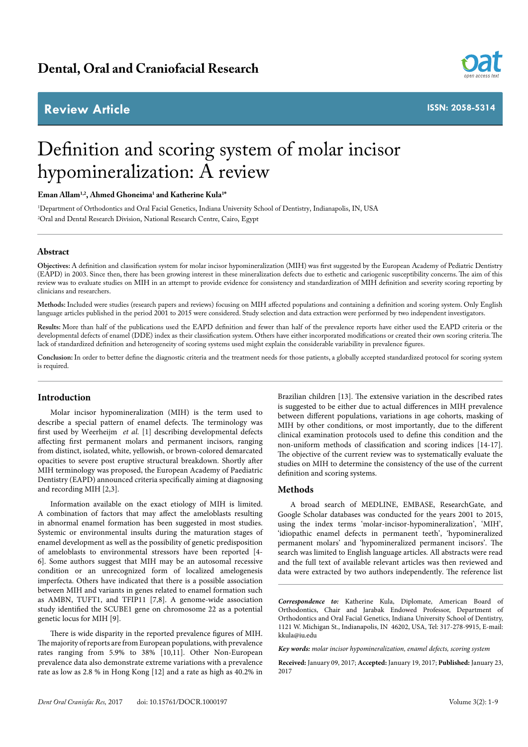Dental, Oral and Craniofacial Research

Review Article

ISSN: 2058-5314

# Definition and scoring system of molar incisor hypomineralization: A review

**Eman Allam[1,2], Ahmed Ghoneima[1] and Katherine Kula[1*]**

[1]Department of Orthodontics and Oral Facial Genetics, Indiana University School of Dentistry, Indianapolis, IN, USA

[2]Oral and Dental Research Division, National Research Centre, Cairo, Egypt

## Abstract

**Objectives:** A definition and classification system for molar incisor hypomineralization (MIH) was first suggested by the European Academy of Pediatric Dentistry (EAPD) in 2003. Since then, there has been growing interest in these mineralization defects due to esthetic and cariogenic susceptibility concerns. The aim of this review was to evaluate studies on MIH in an attempt to provide evidence for consistency and standardization of MIH definition and severity scoring reporting by clinicians and researchers.

**Methods:** Included were studies (research papers and reviews) focusing on MIH affected populations and containing a definition and scoring system. Only English language articles published in the period 2001 to 2015 were considered. Study selection and data extraction were performed by two independent investigators.

**Results:** More than half of the publications used the EAPD definition and fewer than half of the prevalence reports have either used the EAPD criteria or the developmental defects of enamel (DDE) index as their classification system. Others have either incorporated modifications or created their own scoring criteria. The lack of standardized definition and heterogeneity of scoring systems used might explain the considerable variability in prevalence figures.

**Conclusion:** In order to better define the diagnostic criteria and the treatment needs for those patients, a globally accepted standardized protocol for scoring system is required.

## Introduction

Molar incisor hypomineralization (MIH) is the term used to describe a special pattern of enamel defects. The terminology was first used by Weerheijm *et al.* [1] describing developmental defects affecting first permanent molars and permanent incisors, ranging from distinct, isolated, white, yellowish, or brown-colored demarcated opacities to severe post eruptive structural breakdown. Shortly after MIH terminology was proposed, the European Academy of Paediatric Dentistry (EAPD) announced criteria specifically aiming at diagnosing and recording MIH [2,3].

Information available on the exact etiology of MIH is limited. A combination of factors that may affect the ameloblasts resulting in abnormal enamel formation has been suggested in most studies. Systemic or environmental insults during the maturation stages of enamel development as well as the possibility of genetic predisposition of ameloblasts to environmental stressors have been reported [4-6]. Some authors suggest that MIH may be an autosomal recessive condition or an unrecognized form of localized amelogenesis imperfecta. Others have indicated that there is a possible association between MIH and variants in genes related to enamel formation such as AMBN, TUFT1, and TFIP11 [7,8]. A genome-wide association study identified the SCUBE1 gene on chromosome 22 as a potential genetic locus for MIH [9].

There is wide disparity in the reported prevalence figures of MIH. The majority of reports are from European populations, with prevalence rates ranging from 5.9% to 38% [10,11]. Other Non-European prevalence data also demonstrate extreme variations with a prevalence rate as low as 2.8 % in Hong Kong [12] and a rate as high as 40.2% in Brazilian children [13]. The extensive variation in the described rates is suggested to be either due to actual differences in MIH prevalence between different populations, variations in age cohorts, masking of MIH by other conditions, or most importantly, due to the different clinical examination protocols used to define this condition and the non-uniform methods of classification and scoring indices [14-17]. The objective of the current review was to systematically evaluate the studies on MIH to determine the consistency of the use of the current definition and scoring systems.

## Methods

A broad search of MEDLINE, EMBASE, ResearchGate, and Google Scholar databases was conducted for the years 2001 to 2015, using the index terms 'molar-incisor-hypomineralization', 'MIH', 'idiopathic enamel defects in permanent teeth', 'hypomineralized permanent molars' and 'hypomineralized permanent incisors'. The search was limited to English language articles. All abstracts were read and the full text of available relevant articles was then reviewed and data were extracted by two authors independently. The reference list

***Correspondence to:*** Katherine Kula, Diplomate, American Board of Orthodontics, Chair and Jarabak Endowed Professor, Department of Orthodontics and Oral Facial Genetics, Indiana University School of Dentistry, 1121 W. Michigan St., Indianapolis, IN 46202, USA, Tel: 317-278-9915, E-mail: kkula@iu.edu

***Key words:*** *molar incisor hypomineralization, enamel defects, scoring system*

**Received:** January 09, 2017; **Accepted:** January 19, 2017; **Published:** January 23, 2017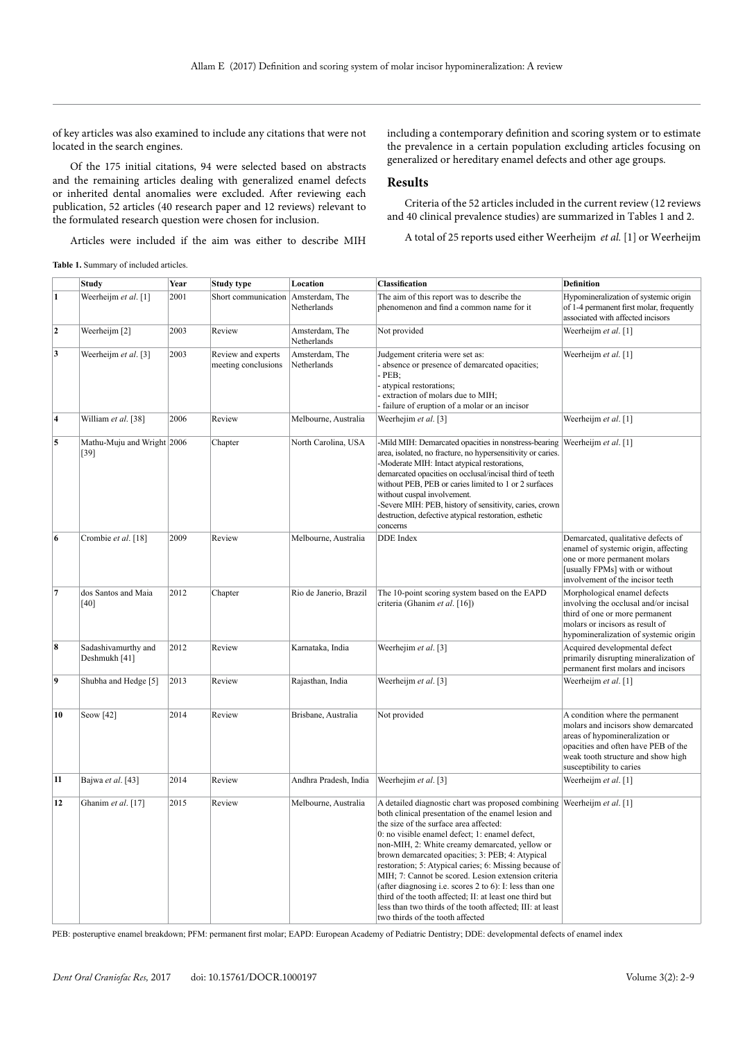of key articles was also examined to include any citations that were not located in the search engines.

Of the 175 initial citations, 94 were selected based on abstracts and the remaining articles dealing with generalized enamel defects or inherited dental anomalies were excluded. After reviewing each publication, 52 articles (40 research paper and 12 reviews) relevant to the formulated research question were chosen for inclusion.

Articles were included if the aim was either to describe MIH including a contemporary definition and scoring system or to estimate the prevalence in a certain population excluding articles focusing on generalized or hereditary enamel defects and other age groups.

## Results

Criteria of the 52 articles included in the current review (12 reviews and 40 clinical prevalence studies) are summarized in Tables 1 and 2.

A total of 25 reports used either Weerheijm *et al.* [1] or Weerheijm

**Table 1.** Summary of included articles.

| | Study | Year | Study type | Location | Classification | Definition |
|---|---|---|---|---|---|---|
| 1 | Weerheijm *et al*. [1] | 2001 | Short communication | Amsterdam, The Netherlands | The aim of this report was to describe the phenomenon and find a common name for it | Hypomineralization of systemic origin of 1-4 permanent first molar, frequently associated with affected incisors |
| 2 | Weerheijm [2] | 2003 | Review | Amsterdam, The Netherlands | Not provided | Weerheijm *et al*. [1] |
| 3 | Weerheijm *et al*. [3] | 2003 | Review and experts meeting conclusions | Amsterdam, The Netherlands | Judgement criteria were set as:<br>- absence or presence of demarcated opacities;<br>- PEB;<br>- atypical restorations;<br>- extraction of molars due to MIH;<br>- failure of eruption of a molar or an incisor | Weerheijm *et al*. [1] |
| 4 | William *et al*. [38] | 2006 | Review | Melbourne, Australia | Weerhejim *et al*. [3] | Weerheijm *et al*. [1] |
| 5 | Mathu-Muju and Wright [39] | 2006 | Chapter | North Carolina, USA | -Mild MIH: Demarcated opacities in nonstress-bearing area, isolated, no fracture, no hypersensitivity or caries.<br>-Moderate MIH: Intact atypical restorations, demarcated opacities on occlusal/incisal third of teeth without PEB, PEB or caries limited to 1 or 2 surfaces without cuspal involvement.<br>-Severe MIH: PEB, history of sensitivity, caries, crown destruction, defective atypical restoration, esthetic concerns | Weerheijm *et al*. [1] |
| 6 | Crombie *et al*. [18] | 2009 | Review | Melbourne, Australia | DDE Index | Demarcated, qualitative defects of enamel of systemic origin, affecting one or more permanent molars [usually FPMs] with or without involvement of the incisor teeth |
| 7 | dos Santos and Maia [40] | 2012 | Chapter | Rio de Janerio, Brazil | The 10-point scoring system based on the EAPD criteria (Ghanim *et al*. [16]) | Morphological enamel defects involving the occlusal and/or incisal third of one or more permanent molars or incisors as result of hypomineralization of systemic origin |
| 8 | Sadashivamurthy and Deshmukh [41] | 2012 | Review | Karnataka, India | Weerhejim *et al*. [3] | Acquired developmental defect primarily disrupting mineralization of permanent first molars and incisors |
| 9 | Shubha and Hedge [5] | 2013 | Review | Rajasthan, India | Weerhejim *et al*. [3] | Weerheijm *et al*. [1] |
| 10 | Seow [42] | 2014 | Review | Brisbane, Australia | Not provided | A condition where the permanent molars and incisors show demarcated areas of hypomineralization or opacities and often have PEB of the weak tooth structure and show high susceptibility to caries |
| 11 | Bajwa *et al*. [43] | 2014 | Review | Andhra Pradesh, India | Weerhejim *et al*. [3] | Weerheijm *et al*. [1] |
| 12 | Ghanim *et al*. [17] | 2015 | Review | Melbourne, Australia | A detailed diagnostic chart was proposed combining both clinical presentation of the enamel lesion and the size of the surface area affected:<br>0: no visible enamel defect; 1: enamel defect, non-MIH, 2: White creamy demarcated, yellow or brown demarcated opacities; 3: PEB; 4: Atypical restoration; 5: Atypical caries; 6: Missing because of MIH; 7: Cannot be scored. Lesion extension criteria (after diagnosing i.e. scores 2 to 6): I: less than one third of the tooth affected; II: at least one third but less than two thirds of the tooth affected; III: at least two thirds of the tooth affected | Weerheijm *et al*. [1] |

PEB: posteruptive enamel breakdown; PFM: permanent first molar; EAPD: European Academy of Pediatric Dentistry; DDE: developmental defects of enamel index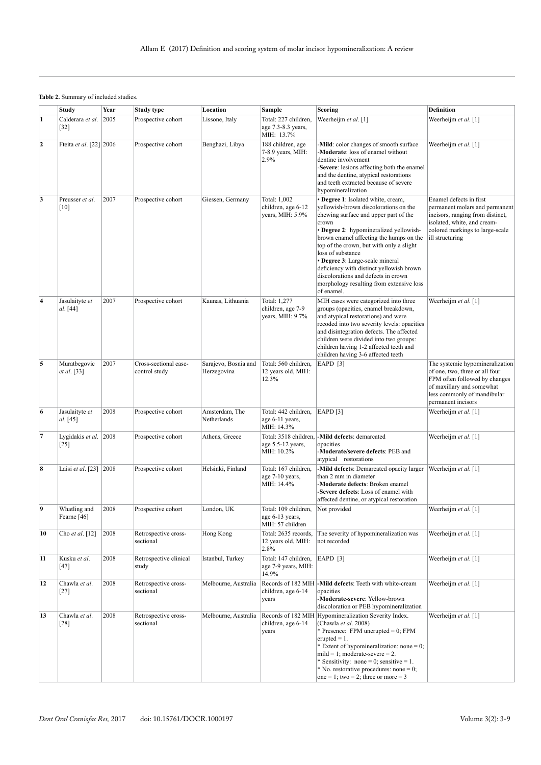**Table 2.** Summary of included studies.

| | Study | Year | Study type | Location | Sample | Scoring | Definition |
|---|---|---|---|---|---|---|---|
| 1 | Calderara *et al*. [32] | 2005 | Prospective cohort | Lissone, Italy | Total: 227 children, age 7.3-8.3 years, MIH: 13.7% | Weerheijm *et al*. [1] | Weerheijm *et al*. [1] |
| 2 | Fteita *et al*. [22] | 2006 | Prospective cohort | Benghazi, Libya | 188 children, age 7-8.9 years, MIH: 2.9% | -**Mild**: color changes of smooth surface<br>-**Moderate**: loss of enamel without dentine involvement<br>-**Severe**: lesions affecting both the enamel and the dentine, atypical restorations and teeth extracted because of severe hypomineralization | Weerheijm *et al*. [1] |
| 3 | Preusser *et al*. [10] | 2007 | Prospective cohort | Giessen, Germany | Total: 1,002 children, age 6-12 years, MIH: 5.9% | • **Degree 1**: Isolated white, cream, yellowish-brown discolorations on the chewing surface and upper part of the crown<br>• **Degree 2**: hypomineralized yellowish-brown enamel affecting the humps on the top of the crown, but with only a slight loss of substance<br>• **Degree 3**: Large-scale mineral deficiency with distinct yellowish brown discolorations and defects in crown morphology resulting from extensive loss of enamel. | Enamel defects in first permanent molars and permanent incisors, ranging from distinct, isolated, white, and cream-colored markings to large-scale ill structuring |
| 4 | Jasulaityte *et al*. [44] | 2007 | Prospective cohort | Kaunas, Lithuania | Total: 1,277 children, age 7-9 years, MIH: 9.7% | MIH cases were categorized into three groups (opacities, enamel breakdown, and atypical restorations) and were recoded into two severity levels: opacities and disintegration defects. The affected children were divided into two groups: children having 1-2 affected teeth and children having 3-6 affected teeth | Weerheijm *et al*. [1] |
| 5 | Muratbegovic *et al*. [33] | 2007 | Cross-sectional case-control study | Sarajevo, Bosnia and Herzegovina | Total: 560 children, 12 years old, MIH: 12.3% | EAPD [3] | The systemic hypomineralization of one, two, three or all four FPM often followed by changes of maxillary and somewhat less commonly of mandibular permanent incisors |
| 6 | Jasulaityte *et al*. [45] | 2008 | Prospective cohort | Amsterdam, The Netherlands | Total: 442 children, age 6-11 years, MIH: 14.3% | EAPD [3] | Weerheijm *et al*. [1] |
| 7 | Lygidakis *et al*. [25] | 2008 | Prospective cohort | Athens, Greece | Total: 3518 children, age 5.5-12 years, MIH: 10.2% | -**Mild defects**: demarcated opacities<br>-**Moderate/severe defects**: PEB and atypical restorations | Weerheijm *et al*. [1] |
| 8 | Laisi *et al*. [23] | 2008 | Prospective cohort | Helsinki, Finland | Total: 167 children, age 7-10 years, MIH: 14.4% | -**Mild defects**: Demarcated opacity larger than 2 mm in diameter<br>-**Moderate defects**: Broken enamel<br>-**Severe defects**: Loss of enamel with affected dentine, or atypical restoration | Weerheijm *et al*. [1] |
| 9 | Whatling and Fearne [46] | 2008 | Prospective cohort | London, UK | Total: 109 children, age 6-13 years, MIH: 57 children | Not provided | Weerheijm *et al*. [1] |
| 10 | Cho *et al*. [12] | 2008 | Retrospective cross-sectional | Hong Kong | Total: 2635 records, 12 years old, MIH: 2.8% | The severity of hypomineralization was not recorded | Weerheijm *et al*. [1] |
| 11 | Kusku *et al*. [47] | 2008 | Retrospective clinical study | Istanbul, Turkey | Total: 147 children, age 7-9 years, MIH: 14.9% | EAPD [3] | Weerheijm *et al*. [1] |
| 12 | Chawla *et al*. [27] | 2008 | Retrospective cross-sectional | Melbourne, Australia | Records of 182 MIH children, age 6-14 years | -**Mild defects**: Teeth with white-cream opacities<br>-**Moderate-severe**: Yellow-brown discoloration or PEB hypomineralization | Weerheijm *et al*. [1] |
| 13 | Chawla *et al*. [28] | 2008 | Retrospective cross-sectional | Melbourne, Australia | Records of 182 MIH children, age 6-14 years | Hypomineralization Severity Index. (Chawla *et al*. 2008)<br>* Presence: FPM unerupted = 0; FPM erupted = 1.<br>* Extent of hypomineralization: none = 0; mild = 1; moderate-severe = 2.<br>* Sensitivity: none = 0; sensitive = 1.<br>* No. restorative procedures: none = 0; one = 1; two = 2; three or more = 3 | Weerheijm *et al*. [1] |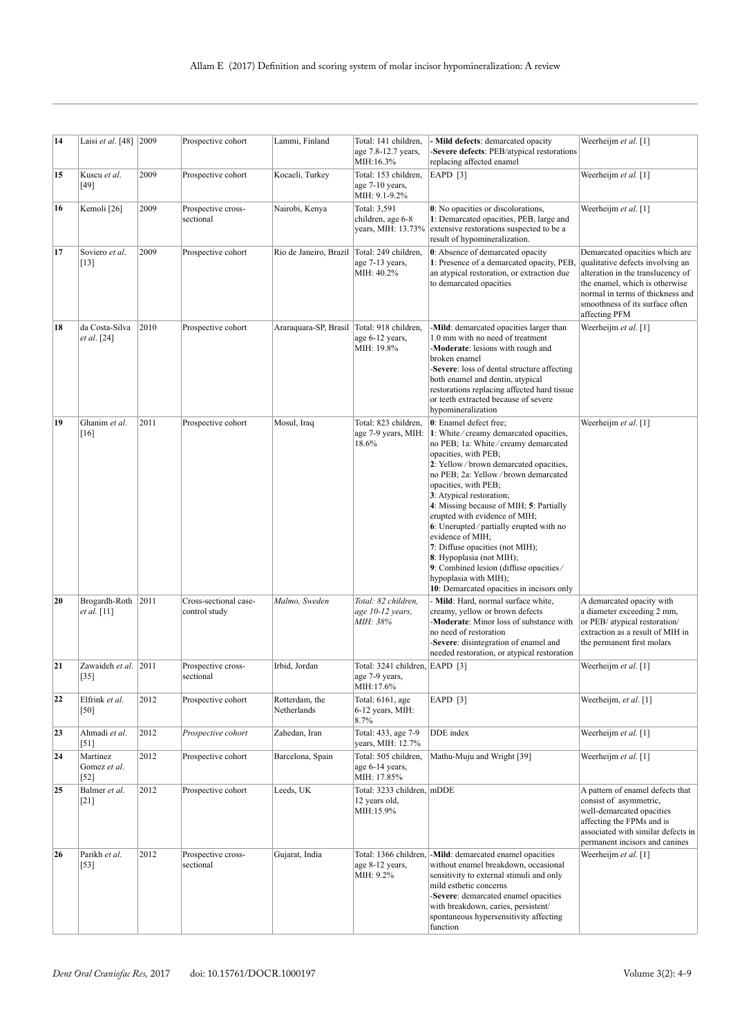| 14 | Laisi *et al*. [48] | 2009 | Prospective cohort | Lammi, Finland | Total: 141 children, age 7.8-12.7 years, MIH:16.3% | - **Mild defects**: demarcated opacity<br>-**Severe defects**: PEB/atypical restorations replacing affected enamel | Weerheijm *et al*. [1] |
|---|---|---|---|---|---|---|---|
| 15 | Kuscu *et al*. [49] | 2009 | Prospective cohort | Kocaeli, Turkey | Total: 153 children, age 7-10 years, MIH: 9.1-9.2% | EAPD [3] | Weerheijm *et al.* [1] |
| 16 | Kemoli [26] | 2009 | Prospective cross-sectional | Nairobi, Kenya | Total: 3,591 children, age 6-8 years, MIH: 13.73% | **0**: No opacities or discolorations,<br>**1**: Demarcated opacities, PEB, large and extensive restorations suspected to be a result of hypomineralization. | Weerheijm *et al*. [1] |
| 17 | Soviero *et al*. [13] | 2009 | Prospective cohort | Rio de Janeiro, Brazil | Total: 249 children, age 7-13 years, MIH: 40.2% | **0**: Absence of demarcated opacity<br>**1**: Presence of a demarcated opacity, PEB, an atypical restoration, or extraction due to demarcated opacities | Demarcated opacities which are qualitative defects involving an alteration in the translucency of the enamel, which is otherwise normal in terms of thickness and smoothness of its surface often affecting PFM |
| 18 | da Costa-Silva *et al*. [24] | 2010 | Prospective cohort | Araraquara-SP, Brasil | Total: 918 children, age 6-12 years, MIH: 19.8% | -**Mild**: demarcated opacities larger than 1.0 mm with no need of treatment<br>-**Moderate**: lesions with rough and broken enamel<br>-**Severe**: loss of dental structure affecting both enamel and dentin, atypical restorations replacing affected hard tissue or teeth extracted because of severe hypomineralization | Weerheijm *et al*. [1] |
| 19 | Ghanim *et al*. [16] | 2011 | Prospective cohort | Mosul, Iraq | Total: 823 children, age 7-9 years, MIH: 18.6% | **0**: Enamel defect free;<br>**1**: White/creamy demarcated opacities, no PEB; 1a: White/creamy demarcated opacities, with PEB;<br>**2**: Yellow/brown demarcated opacities, no PEB; 2a: Yellow/brown demarcated opacities, with PEB;<br>**3**: Atypical restoration;<br>**4**: Missing because of MIH; **5**: Partially erupted with evidence of MIH;<br>**6**: Unerupted/partially erupted with no evidence of MIH;<br>**7**: Diffuse opacities (not MIH);<br>**8**: Hypoplasia (not MIH);<br>**9**: Combined lesion (diffuse opacities/hypoplasia with MIH);<br>**10**: Demarcated opacities in incisors only | Weerheijm *et al*. [1] |
| 20 | Brogardh-Roth *et al*. [11] | 2011 | Cross-sectional case-control study | *Malmo, Sweden* | *Total: 82 children, age 10-12 years, MIH: 38%* | - **Mild**: Hard, normal surface white, creamy, yellow or brown defects<br>-**Moderate**: Minor loss of substance with no need of restoration<br>-**Severe**: disintegration of enamel and needed restoration, or atypical restoration | A demarcated opacity with a diameter exceeding 2 mm, or PEB/ atypical restoration/ extraction as a result of MIH in the permanent first molars |
| 21 | Zawaideh *et al*. [35] | 2011 | Prospective cross-sectional | Irbid, Jordan | Total: 3241 children, age 7-9 years, MIH:17.6% | EAPD [3] | Weerheijm *et al*. [1] |
| 22 | Elfrink *et al*. [50] | 2012 | Prospective cohort | Rotterdam, the Netherlands | Total: 6161, age 6-12 years, MIH: 8.7% | EAPD [3] | Weerheijm, *et al*. [1] |
| 23 | Ahmadi *et al*. [51] | 2012 | *Prospective cohort* | Zahedan, Iran | Total: 433, age 7-9 years, MIH: 12.7% | DDE index | Weerheijm *et al.* [1] |
| 24 | Martinez Gomez *et al*. [52] | 2012 | Prospective cohort | Barcelona, Spain | Total: 505 children, age 6-14 years, MIH: 17.85% | Mathu-Muju and Wright [39] | Weerheijm *et al*. [1] |
| 25 | Balmer *et al*. [21] | 2012 | Prospective cohort | Leeds, UK | Total: 3233 children, 12 years old, MIH:15.9% | mDDE | A pattern of enamel defects that consist of asymmetric, well-demarcated opacities affecting the FPMs and is associated with similar defects in permanent incisors and canines |
| 26 | Parikh *et al*. [53] | 2012 | Prospective cross-sectional | Gujarat, India | Total: 1366 children, age 8-12 years, MIH: 9.2% | -**Mild**: demarcated enamel opacities without enamel breakdown, occasional sensitivity to external stimuli and only mild esthetic concerns<br>-**Severe**: demarcated enamel opacities with breakdown, caries, persistent/spontaneous hypersensitivity affecting function | Weerheijm *et al*. [1] |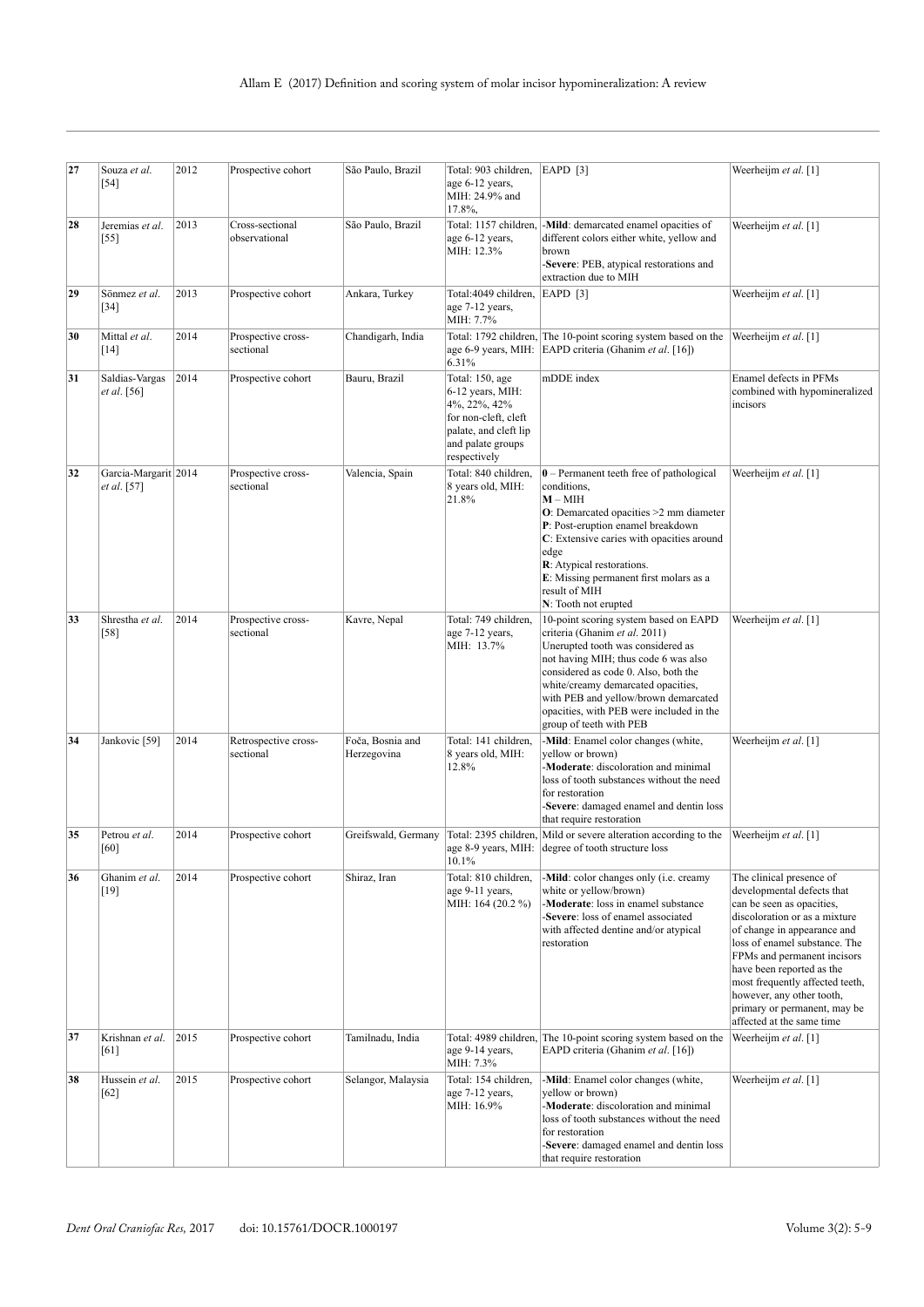| | | | | | | | |
|---|---|---|---|---|---|---|---|
| 27 | Souza *et al.* [54] | 2012 | Prospective cohort | São Paulo, Brazil | Total: 903 children, age 6-12 years, MIH: 24.9% and 17.8%, | EAPD [3] | Weerheijm *et al.* [1] |
| 28 | Jeremias *et al.* [55] | 2013 | Cross-sectional observational | São Paulo, Brazil | Total: 1157 children, age 6-12 years, MIH: 12.3% | -**Mild**: demarcated enamel opacities of different colors either white, yellow and brown<br>-**Severe**: PEB, atypical restorations and extraction due to MIH | Weerheijm *et al.* [1] |
| 29 | Sönmez *et al.* [34] | 2013 | Prospective cohort | Ankara, Turkey | Total:4049 children, age 7-12 years, MIH: 7.7% | EAPD [3] | Weerheijm *et al.* [1] |
| 30 | Mittal *et al.* [14] | 2014 | Prospective cross-sectional | Chandigarh, India | Total: 1792 children, age 6-9 years, MIH: 6.31% | The 10-point scoring system based on the EAPD criteria (Ghanim *et al.* [16]) | Weerheijm *et al.* [1] |
| 31 | Saldias-Vargas *et al*. [56] | 2014 | Prospective cohort | Bauru, Brazil | Total: 150, age 6-12 years, MIH: 4%, 22%, 42% for non-cleft, cleft palate, and cleft lip and palate groups respectively | mDDE index | Enamel defects in PFMs combined with hypomineralized incisors |
| 32 | Garcia-Margarit *et al*. [57] | 2014 | Prospective cross-sectional | Valencia, Spain | Total: 840 children, 8 years old, MIH: 21.8% | **0** – Permanent teeth free of pathological conditions,<br>**M** – MIH<br>**O**: Demarcated opacities >2 mm diameter<br>**P**: Post-eruption enamel breakdown<br>**C**: Extensive caries with opacities around edge<br>**R**: Atypical restorations.<br>**E**: Missing permanent first molars as a result of MIH<br>**N**: Tooth not erupted | Weerheijm *et al.* [1] |
| 33 | Shrestha *et al.* [58] | 2014 | Prospective cross-sectional | Kavre, Nepal | Total: 749 children, age 7-12 years, MIH: 13.7% | 10-point scoring system based on EAPD criteria (Ghanim *et al.* 2011)<br>Unerupted tooth was considered as not having MIH; thus code 6 was also considered as code 0. Also, both the white/creamy demarcated opacities, with PEB and yellow/brown demarcated opacities, with PEB were included in the group of teeth with PEB | Weerheijm *et al.* [1] |
| 34 | Jankovic [59] | 2014 | Retrospective cross-sectional | Foča, Bosnia and Herzegovina | Total: 141 children, 8 years old, MIH: 12.8% | -**Mild**: Enamel color changes (white, yellow or brown)<br>-**Moderate**: discoloration and minimal loss of tooth substances without the need for restoration<br>-**Severe**: damaged enamel and dentin loss that require restoration | Weerheijm *et al.* [1] |
| 35 | Petrou *et al.* [60] | 2014 | Prospective cohort | Greifswald, Germany | Total: 2395 children, age 8-9 years, MIH: 10.1% | Mild or severe alteration according to the degree of tooth structure loss | Weerheijm *et al.* [1] |
| 36 | Ghanim *et al.* [19] | 2014 | Prospective cohort | Shiraz, Iran | Total: 810 children, age 9-11 years, MIH: 164 (20.2 %) | -**Mild**: color changes only (i.e. creamy white or yellow/brown)<br>-**Moderate**: loss in enamel substance<br>-**Severe**: loss of enamel associated with affected dentine and/or atypical restoration | The clinical presence of developmental defects that can be seen as opacities, discoloration or as a mixture of change in appearance and loss of enamel substance. The FPMs and permanent incisors have been reported as the most frequently affected teeth, however, any other tooth, primary or permanent, may be affected at the same time |
| 37 | Krishnan *et al.* [61] | 2015 | Prospective cohort | Tamilnadu, India | Total: 4989 children, age 9-14 years, MIH: 7.3% | The 10-point scoring system based on the EAPD criteria (Ghanim *et al.* [16]) | Weerheijm *et al.* [1] |
| 38 | Hussein *et al.* [62] | 2015 | Prospective cohort | Selangor, Malaysia | Total: 154 children, age 7-12 years, MIH: 16.9% | -**Mild**: Enamel color changes (white, yellow or brown)<br>-**Moderate**: discoloration and minimal loss of tooth substances without the need for restoration<br>-**Severe**: damaged enamel and dentin loss that require restoration | Weerheijm *et al.* [1] |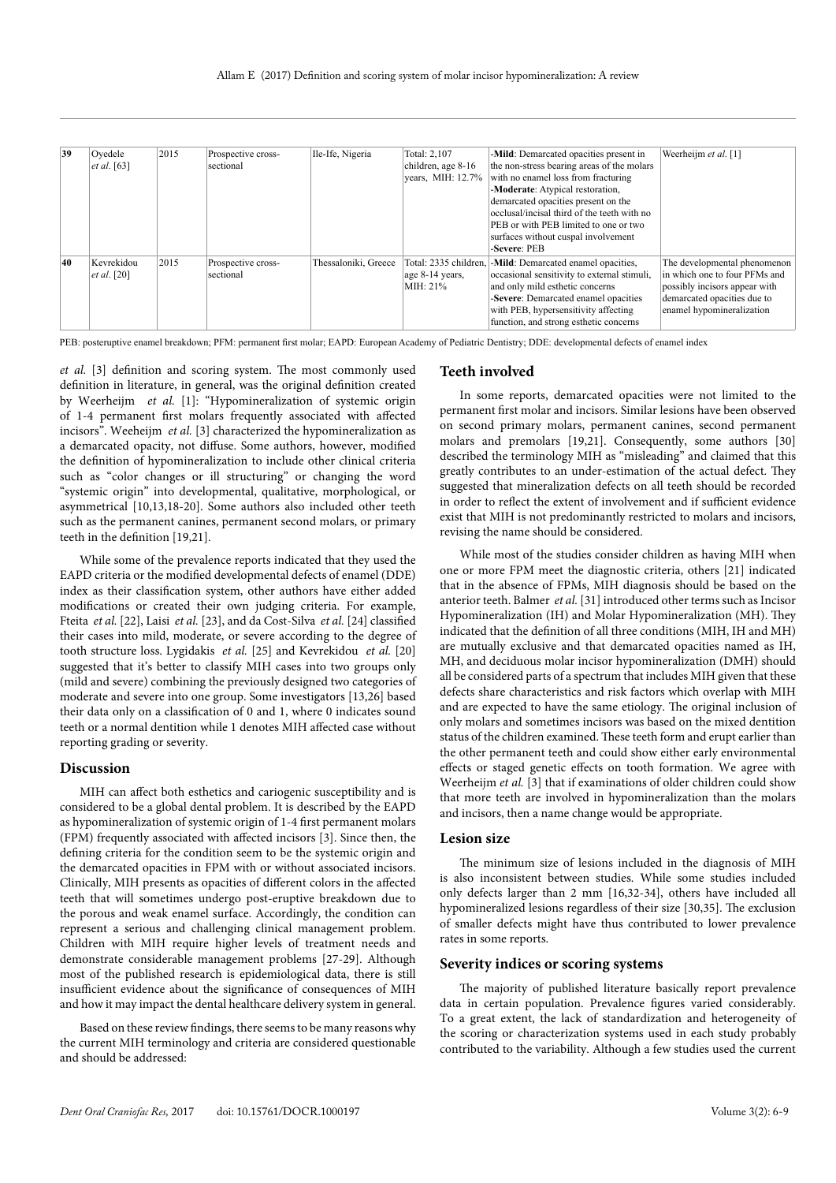| 39 | Oyedele *et al*. [63] | 2015 | Prospective cross-sectional | Ile-Ife, Nigeria | Total: 2,107 children, age 8-16 years, MIH: 12.7% | -**Mild**: Demarcated opacities present in the non-stress bearing areas of the molars with no enamel loss from fracturing<br>-**Moderate**: Atypical restoration, demarcated opacities present on the occlusal/incisal third of the teeth with no PEB or with PEB limited to one or two surfaces without cuspal involvement<br>-**Severe**: PEB | Weerheijm *et al*. [1] |
|---|---|---|---|---|---|---|---|
| 40 | Kevrekidou *et al*. [20] | 2015 | Prospective cross-sectional | Thessaloniki, Greece | Total: 2335 children, age 8-14 years, MIH: 21% | -**Mild**: Demarcated enamel opacities, occasional sensitivity to external stimuli, and only mild esthetic concerns<br>-**Severe**: Demarcated enamel opacities with PEB, hypersensitivity affecting function, and strong esthetic concerns | The developmental phenomenon in which one to four PFMs and possibly incisors appear with demarcated opacities due to enamel hypomineralization |

PEB: posteruptive enamel breakdown; PFM: permanent first molar; EAPD: European Academy of Pediatric Dentistry; DDE: developmental defects of enamel index

*et al.* [3] definition and scoring system. The most commonly used definition in literature, in general, was the original definition created by Weerheijm *et al.* [1]: "Hypomineralization of systemic origin of 1-4 permanent first molars frequently associated with affected incisors". Weeheijm *et al.* [3] characterized the hypomineralization as a demarcated opacity, not diffuse. Some authors, however, modified the definition of hypomineralization to include other clinical criteria such as "color changes or ill structuring" or changing the word "systemic origin" into developmental, qualitative, morphological, or asymmetrical [10,13,18-20]. Some authors also included other teeth such as the permanent canines, permanent second molars, or primary teeth in the definition [19,21].

While some of the prevalence reports indicated that they used the EAPD criteria or the modified developmental defects of enamel (DDE) index as their classification system, other authors have either added modifications or created their own judging criteria. For example, Fteita *et al.* [22], Laisi *et al.* [23], and da Cost-Silva *et al.* [24] classified their cases into mild, moderate, or severe according to the degree of tooth structure loss. Lygidakis *et al.* [25] and Kevrekidou *et al.* [20] suggested that it's better to classify MIH cases into two groups only (mild and severe) combining the previously designed two categories of moderate and severe into one group. Some investigators [13,26] based their data only on a classification of 0 and 1, where 0 indicates sound teeth or a normal dentition while 1 denotes MIH affected case without reporting grading or severity.

## Discussion

MIH can affect both esthetics and cariogenic susceptibility and is considered to be a global dental problem. It is described by the EAPD as hypomineralization of systemic origin of 1-4 first permanent molars (FPM) frequently associated with affected incisors [3]. Since then, the defining criteria for the condition seem to be the systemic origin and the demarcated opacities in FPM with or without associated incisors. Clinically, MIH presents as opacities of different colors in the affected teeth that will sometimes undergo post-eruptive breakdown due to the porous and weak enamel surface. Accordingly, the condition can represent a serious and challenging clinical management problem. Children with MIH require higher levels of treatment needs and demonstrate considerable management problems [27-29]. Although most of the published research is epidemiological data, there is still insufficient evidence about the significance of consequences of MIH and how it may impact the dental healthcare delivery system in general.

Based on these review findings, there seems to be many reasons why the current MIH terminology and criteria are considered questionable and should be addressed:

## Teeth involved

In some reports, demarcated opacities were not limited to the permanent first molar and incisors. Similar lesions have been observed on second primary molars, permanent canines, second permanent molars and premolars [19,21]. Consequently, some authors [30] described the terminology MIH as "misleading" and claimed that this greatly contributes to an under-estimation of the actual defect. They suggested that mineralization defects on all teeth should be recorded in order to reflect the extent of involvement and if sufficient evidence exist that MIH is not predominantly restricted to molars and incisors, revising the name should be considered.

While most of the studies consider children as having MIH when one or more FPM meet the diagnostic criteria, others [21] indicated that in the absence of FPMs, MIH diagnosis should be based on the anterior teeth. Balmer *et al.* [31] introduced other terms such as Incisor Hypomineralization (IH) and Molar Hypomineralization (MH). They indicated that the definition of all three conditions (MIH, IH and MH) are mutually exclusive and that demarcated opacities named as IH, MH, and deciduous molar incisor hypomineralization (DMH) should all be considered parts of a spectrum that includes MIH given that these defects share characteristics and risk factors which overlap with MIH and are expected to have the same etiology. The original inclusion of only molars and sometimes incisors was based on the mixed dentition status of the children examined. These teeth form and erupt earlier than the other permanent teeth and could show either early environmental effects or staged genetic effects on tooth formation. We agree with Weerheijm *et al.* [3] that if examinations of older children could show that more teeth are involved in hypomineralization than the molars and incisors, then a name change would be appropriate.

## Lesion size

The minimum size of lesions included in the diagnosis of MIH is also inconsistent between studies. While some studies included only defects larger than 2 mm [16,32-34], others have included all hypomineralized lesions regardless of their size [30,35]. The exclusion of smaller defects might have thus contributed to lower prevalence rates in some reports.

## Severity indices or scoring systems

The majority of published literature basically report prevalence data in certain population. Prevalence figures varied considerably. To a great extent, the lack of standardization and heterogeneity of the scoring or characterization systems used in each study probably contributed to the variability. Although a few studies used the current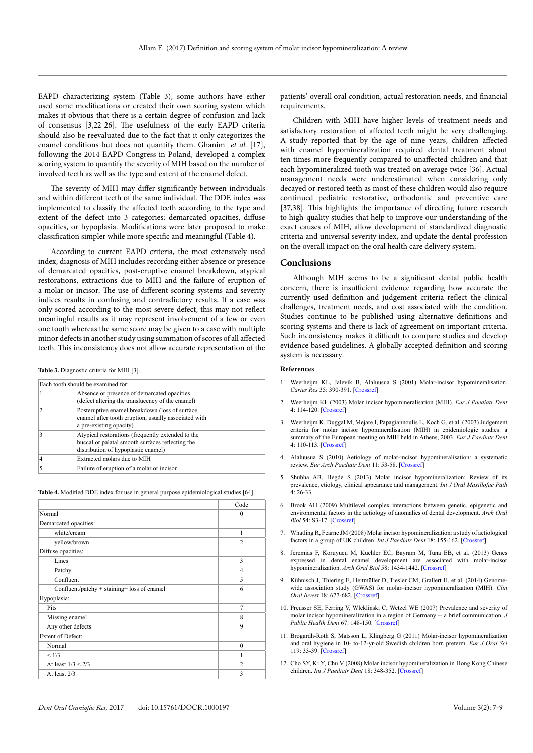EAPD characterizing system (Table 3), some authors have either used some modifications or created their own scoring system which makes it obvious that there is a certain degree of confusion and lack of consensus [3,22-26]. The usefulness of the early EAPD criteria should also be reevaluated due to the fact that it only categorizes the enamel conditions but does not quantify them. Ghanim *et al.* [17], following the 2014 EAPD Congress in Poland, developed a complex scoring system to quantify the severity of MIH based on the number of involved teeth as well as the type and extent of the enamel defect.

The severity of MIH may differ significantly between individuals and within different teeth of the same individual. The DDE index was implemented to classify the affected teeth according to the type and extent of the defect into 3 categories: demarcated opacities, diffuse opacities, or hypoplasia. Modifications were later proposed to make classification simpler while more specific and meaningful (Table 4).

According to current EAPD criteria, the most extensively used index, diagnosis of MIH includes recording either absence or presence of demarcated opacities, post-eruptive enamel breakdown, atypical restorations, extractions due to MIH and the failure of eruption of a molar or incisor. The use of different scoring systems and severity indices results in confusing and contradictory results. If a case was only scored according to the most severe defect, this may not reflect meaningful results as it may represent involvement of a few or even one tooth whereas the same score may be given to a case with multiple minor defects in another study using summation of scores of all affected teeth. This inconsistency does not allow accurate representation of the patients' overall oral condition, actual restoration needs, and financial requirements.

**Table 3.** Diagnostic criteria for MIH [3].

| Each tooth should be examined for: | |
|---|---|
| 1 | Absence or presence of demarcated opacities (defect altering the translucency of the enamel) |
| 2 | Posteruptive enamel breakdown (loss of surface enamel after tooth eruption, usually associated with a pre-existing opacity) |
| 3 | Atypical restorations (frequently extended to the buccal or palatal smooth surfaces reflecting the distribution of hypoplastic enamel) |
| 4 | Extracted molars due to MIH |
| 5 | Failure of eruption of a molar or incisor |

**Table 4.** Modified DDE index for use in general purpose epidemiological studies [64].

| | Code |
|---|---|
| Normal | 0 |
| Demarcated opacities: | |
| white/cream | 1 |
| yellow/brown | 2 |
| Diffuse opacities: | |
| Lines | 3 |
| Patchy | 4 |
| Confluent | 5 |
| Confluent/patchy + staining+ loss of enamel | 6 |
| Hypoplasia: | |
| Pits | 7 |
| Missing enamel | 8 |
| Any other defects | 9 |
| Extent of Defect: | |
| Normal | 0 |
| < 1\3 | 1 |
| At least 1/3 < 2/3 | 2 |
| At least 2/3 | 3 |

Children with MIH have higher levels of treatment needs and satisfactory restoration of affected teeth might be very challenging. A study reported that by the age of nine years, children affected with enamel hypomineralization required dental treatment about ten times more frequently compared to unaffected children and that each hypomineralized tooth was treated on average twice [36]. Actual management needs were underestimated when considering only decayed or restored teeth as most of these children would also require continued pediatric restorative, orthodontic and preventive care [37,38]. This highlights the importance of directing future research to high-quality studies that help to improve our understanding of the exact causes of MIH, allow development of standardized diagnostic criteria and universal severity index, and update the dental profession on the overall impact on the oral health care delivery system.

## Conclusions

Although MIH seems to be a significant dental public health concern, there is insufficient evidence regarding how accurate the currently used definition and judgement criteria reflect the clinical challenges, treatment needs, and cost associated with the condition. Studies continue to be published using alternative definitions and scoring systems and there is lack of agreement on important criteria. Such inconsistency makes it difficult to compare studies and develop evidence based guidelines. A globally accepted definition and scoring system is necessary.

### References

1. Weerheijm KL, Jalevik B, Alaluusua S (2001) Molar-incisor hypomineralisation. *Caries Res* 35: 390-391. [Crossref]
2. Weerheijm KL (2003) Molar incisor hypomineralisation (MIH). *Eur J Paediatr Dent* 4: 114-120. [Crossref]
3. Weerheijm K, Duggal M, Mejare I, Papagiannoulis L, Koch G, et al. (2003) Judgement criteria for molar incisor hypomineralisation (MIH) in epidemiologic studies: a summary of the European meeting on MIH held in Athens, 2003. *Eur J Paediatr Dent* 4: 110-113. [Crossref]
4. Alaluusua S (2010) Aetiology of molar-incisor hypomineralisation: a systematic review. *Eur Arch Paediatr Dent* 11: 53-58. [Crossref]
5. Shubha AB, Hegde S (2013) Molar incisor hypomineralization: Review of its prevalence, etiology, clinical appearance and management. *Int J Oral Maxillofac Path* 4: 26-33.
6. Brook AH (2009) Multilevel complex interactions between genetic, epigenetic and environmental factors in the aetiology of anomalies of dental development. *Arch Oral Biol* 54: S3-17. [Crossref]
7. Whatling R, Fearne JM (2008) Molar incisor hypomineralization: a study of aetiological factors in a group of UK children. *Int J Paediatr Dent* 18: 155-162. [Crossref]
8. Jeremias F, Koruyucu M, Küchler EC, Bayram M, Tuna EB, et al. (2013) Genes expressed in dental enamel development are associated with molar-incisor hypomineralization. *Arch Oral Biol* 58: 1434-1442. [Crossref]
9. Kühnisch J, Thiering E, Heitmüller D, Tiesler CM, Grallert H, et al. (2014) Genome-wide association study (GWAS) for molar–incisor hypomineralization (MIH). *Clin Oral Invest* 18: 677-682. [Crossref]
10. Preusser SE, Ferring V, Wleklinski C, Wetzel WE (2007) Prevalence and severity of molar incisor hypomineralization in a region of Germany -- a brief communication. *J Public Health Dent* 67: 148-150. [Crossref]
11. Brogardh-Roth S, Matsson L, Klingberg G (2011) Molar-incisor hypomineralization and oral hygiene in 10- to-12-yr-old Swedish children born preterm. *Eur J Oral Sci* 119: 33-39. [Crossref]
12. Cho SY, Ki Y, Chu V (2008) Molar incisor hypomineralization in Hong Kong Chinese children. *Int J Paediatr Dent* 18: 348-352. [Crossref]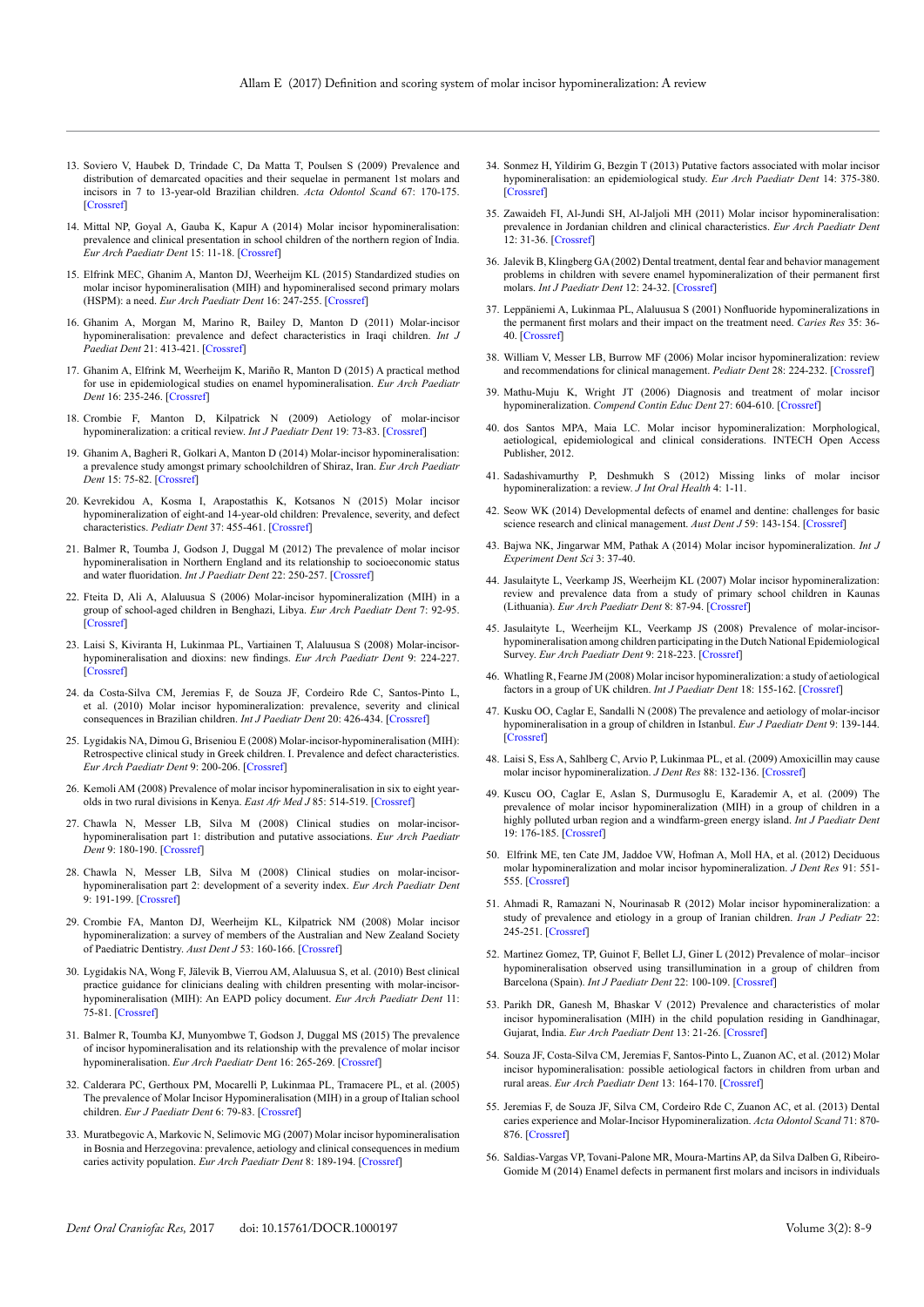13. Soviero V, Haubek D, Trindade C, Da Matta T, Poulsen S (2009) Prevalence and distribution of demarcated opacities and their sequelae in permanent 1st molars and incisors in 7 to 13-year-old Brazilian children. *Acta Odontol Scand* 67: 170-175. [Crossref]

14. Mittal NP, Goyal A, Gauba K, Kapur A (2014) Molar incisor hypomineralisation: prevalence and clinical presentation in school children of the northern region of India. *Eur Arch Paediatr Dent* 15: 11-18. [Crossref]

15. Elfrink MEC, Ghanim A, Manton DJ, Weerheijm KL (2015) Standardized studies on molar incisor hypomineralisation (MIH) and hypomineralised second primary molars (HSPM): a need. *Eur Arch Paediatr Dent* 16: 247-255. [Crossref]

16. Ghanim A, Morgan M, Marino R, Bailey D, Manton D (2011) Molar-incisor hypomineralisation: prevalence and defect characteristics in Iraqi children. *Int J Paediat Dent* 21: 413-421. [Crossref]

17. Ghanim A, Elfrink M, Weerheijm K, Mariño R, Manton D (2015) A practical method for use in epidemiological studies on enamel hypomineralisation. *Eur Arch Paediatr Dent* 16: 235-246. [Crossref]

18. Crombie F, Manton D, Kilpatrick N (2009) Aetiology of molar-incisor hypomineralization: a critical review. *Int J Paediatr Dent* 19: 73-83. [Crossref]

19. Ghanim A, Bagheri R, Golkari A, Manton D (2014) Molar-incisor hypomineralisation: a prevalence study amongst primary schoolchildren of Shiraz, Iran. *Eur Arch Paediatr Dent* 15: 75-82. [Crossref]

20. Kevrekidou A, Kosma I, Arapostathis K, Kotsanos N (2015) Molar incisor hypomineralization of eight-and 14-year-old children: Prevalence, severity, and defect characteristics. *Pediatr Dent* 37: 455-461. [Crossref]

21. Balmer R, Toumba J, Godson J, Duggal M (2012) The prevalence of molar incisor hypomineralisation in Northern England and its relationship to socioeconomic status and water fluoridation. *Int J Paediatr Dent* 22: 250-257. [Crossref]

22. Fteita D, Ali A, Alaluusua S (2006) Molar-incisor hypomineralization (MIH) in a group of school-aged children in Benghazi, Libya. *Eur Arch Paediatr Dent* 7: 92-95. [Crossref]

23. Laisi S, Kiviranta H, Lukinmaa PL, Vartiainen T, Alaluusua S (2008) Molar-incisor-hypomineralisation and dioxins: new findings. *Eur Arch Paediatr Dent* 9: 224-227. [Crossref]

24. da Costa-Silva CM, Jeremias F, de Souza JF, Cordeiro Rde C, Santos-Pinto L, et al. (2010) Molar incisor hypomineralization: prevalence, severity and clinical consequences in Brazilian children. *Int J Paediatr Dent* 20: 426-434. [Crossref]

25. Lygidakis NA, Dimou G, Briseniou E (2008) Molar-incisor-hypomineralisation (MIH): Retrospective clinical study in Greek children. I. Prevalence and defect characteristics. *Eur Arch Paediatr Dent* 9: 200-206. [Crossref]

26. Kemoli AM (2008) Prevalence of molar incisor hypomineralisation in six to eight year-olds in two rural divisions in Kenya. *East Afr Med J* 85: 514-519. [Crossref]

27. Chawla N, Messer LB, Silva M (2008) Clinical studies on molar-incisor-hypomineralisation part 1: distribution and putative associations. *Eur Arch Paediatr Dent* 9: 180-190. [Crossref]

28. Chawla N, Messer LB, Silva M (2008) Clinical studies on molar-incisor-hypomineralisation part 2: development of a severity index. *Eur Arch Paediatr Dent* 9: 191-199. [Crossref]

29. Crombie FA, Manton DJ, Weerheijm KL, Kilpatrick NM (2008) Molar incisor hypomineralization: a survey of members of the Australian and New Zealand Society of Paediatric Dentistry. *Aust Dent J* 53: 160-166. [Crossref]

30. Lygidakis NA, Wong F, Jälevik B, Vierrou AM, Alaluusua S, et al. (2010) Best clinical practice guidance for clinicians dealing with children presenting with molar-incisor-hypomineralisation (MIH): An EAPD policy document. *Eur Arch Paediatr Dent* 11: 75-81. [Crossref]

31. Balmer R, Toumba KJ, Munyombwe T, Godson J, Duggal MS (2015) The prevalence of incisor hypomineralisation and its relationship with the prevalence of molar incisor hypomineralisation. *Eur Arch Paediatr Dent* 16: 265-269. [Crossref]

32. Calderara PC, Gerthoux PM, Mocarelli P, Lukinmaa PL, Tramacere PL, et al. (2005) The prevalence of Molar Incisor Hypomineralisation (MIH) in a group of Italian school children. *Eur J Paediatr Dent* 6: 79-83. [Crossref]

33. Muratbegovic A, Markovic N, Selimovic MG (2007) Molar incisor hypomineralisation in Bosnia and Herzegovina: prevalence, aetiology and clinical consequences in medium caries activity population. *Eur Arch Paediatr Dent* 8: 189-194. [Crossref]

34. Sonmez H, Yildirim G, Bezgin T (2013) Putative factors associated with molar incisor hypomineralisation: an epidemiological study. *Eur Arch Paediatr Dent* 14: 375-380. [Crossref]

35. Zawaideh FI, Al-Jundi SH, Al-Jaljoli MH (2011) Molar incisor hypomineralisation: prevalence in Jordanian children and clinical characteristics. *Eur Arch Paediatr Dent* 12: 31-36. [Crossref]

36. Jalevik B, Klingberg GA (2002) Dental treatment, dental fear and behavior management problems in children with severe enamel hypomineralization of their permanent first molars. *Int J Paediatr Dent* 12: 24-32. [Crossref]

37. Leppäniemi A, Lukinmaa PL, Alaluusua S (2001) Nonfluoride hypomineralizations in the permanent first molars and their impact on the treatment need. *Caries Res* 35: 36-40. [Crossref]

38. William V, Messer LB, Burrow MF (2006) Molar incisor hypomineralization: review and recommendations for clinical management. *Pediatr Dent* 28: 224-232. [Crossref]

39. Mathu-Muju K, Wright JT (2006) Diagnosis and treatment of molar incisor hypomineralization. *Compend Contin Educ Dent* 27: 604-610. [Crossref]

40. dos Santos MPA, Maia LC. Molar incisor hypomineralization: Morphological, aetiological, epidemiological and clinical considerations. INTECH Open Access Publisher, 2012.

41. Sadashivamurthy P, Deshmukh S (2012) Missing links of molar incisor hypomineralization: a review. *J Int Oral Health* 4: 1-11.

42. Seow WK (2014) Developmental defects of enamel and dentine: challenges for basic science research and clinical management. *Aust Dent J* 59: 143-154. [Crossref]

43. Bajwa NK, Jingarwar MM, Pathak A (2014) Molar incisor hypomineralization. *Int J Experiment Dent Sci* 3: 37-40.

44. Jasulaityte L, Veerkamp JS, Weerheijm KL (2007) Molar incisor hypomineralization: review and prevalence data from a study of primary school children in Kaunas (Lithuania). *Eur Arch Paediatr Dent* 8: 87-94. [Crossref]

45. Jasulaityte L, Weerheijm KL, Veerkamp JS (2008) Prevalence of molar-incisor-hypomineralisation among children participating in the Dutch National Epidemiological Survey. *Eur Arch Paediatr Dent* 9: 218-223. [Crossref]

46. Whatling R, Fearne JM (2008) Molar incisor hypomineralization: a study of aetiological factors in a group of UK children. *Int J Paediatr Dent* 18: 155-162. [Crossref]

47. Kusku OO, Caglar E, Sandalli N (2008) The prevalence and aetiology of molar-incisor hypomineralisation in a group of children in Istanbul. *Eur J Paediatr Dent* 9: 139-144. [Crossref]

48. Laisi S, Ess A, Sahlberg C, Arvio P, Lukinmaa PL, et al. (2009) Amoxicillin may cause molar incisor hypomineralization. *J Dent Res* 88: 132-136. [Crossref]

49. Kuscu OO, Caglar E, Aslan S, Durmusoglu E, Karademir A, et al. (2009) The prevalence of molar incisor hypomineralization (MIH) in a group of children in a highly polluted urban region and a windfarm-green energy island. *Int J Paediatr Dent* 19: 176-185. [Crossref]

50. Elfrink ME, ten Cate JM, Jaddoe VW, Hofman A, Moll HA, et al. (2012) Deciduous molar hypomineralization and molar incisor hypomineralization. *J Dent Res* 91: 551-555. [Crossref]

51. Ahmadi R, Ramazani N, Nourinasab R (2012) Molar incisor hypomineralization: a study of prevalence and etiology in a group of Iranian children. *Iran J Pediatr* 22: 245-251. [Crossref]

52. Martinez Gomez, TP, Guinot F, Bellet LJ, Giner L (2012) Prevalence of molar–incisor hypomineralisation observed using transillumination in a group of children from Barcelona (Spain). *Int J Paediatr Dent* 22: 100-109. [Crossref]

53. Parikh DR, Ganesh M, Bhaskar V (2012) Prevalence and characteristics of molar incisor hypomineralisation (MIH) in the child population residing in Gandhinagar, Gujarat, India. *Eur Arch Paediatr Dent* 13: 21-26. [Crossref]

54. Souza JF, Costa-Silva CM, Jeremias F, Santos-Pinto L, Zuanon AC, et al. (2012) Molar incisor hypomineralisation: possible aetiological factors in children from urban and rural areas. *Eur Arch Paediatr Dent* 13: 164-170. [Crossref]

55. Jeremias F, de Souza JF, Silva CM, Cordeiro Rde C, Zuanon AC, et al. (2013) Dental caries experience and Molar-Incisor Hypomineralization. *Acta Odontol Scand* 71: 870-876. [Crossref]

56. Saldias-Vargas VP, Tovani-Palone MR, Moura-Martins AP, da Silva Dalben G, Ribeiro-Gomide M (2014) Enamel defects in permanent first molars and incisors in individuals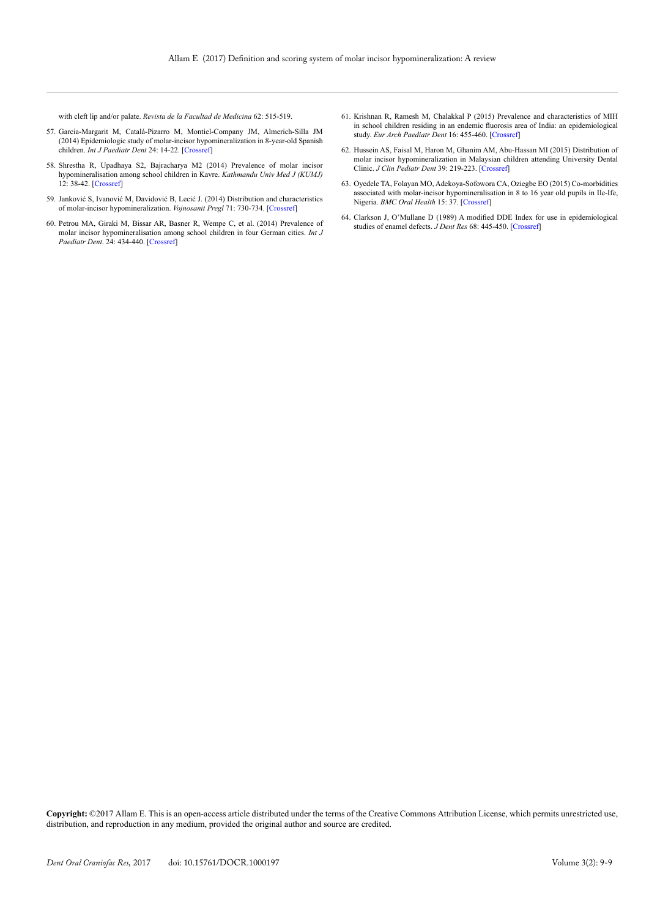with cleft lip and/or palate. *Revista de la Facultad de Medicina* 62: 515-519.

57. Garcia-Margarit M, Catalá-Pizarro M, Montiel-Company JM, Almerich-Silla JM (2014) Epidemiologic study of molar-incisor hypomineralization in 8-year-old Spanish children. *Int J Paediatr Dent* 24: 14-22. [Crossref]

58. Shrestha R, Upadhaya S2, Bajracharya M2 (2014) Prevalence of molar incisor hypomineralisation among school children in Kavre. *Kathmandu Univ Med J (KUMJ)* 12: 38-42. [Crossref]

59. Janković S, Ivanović M, Davidović B, Lecić J. (2014) Distribution and characteristics of molar-incisor hypomineralization. *Vojnosanit Pregl* 71: 730-734. [Crossref]

60. Petrou MA, Giraki M, Bissar AR, Basner R, Wempe C, et al. (2014) Prevalence of molar incisor hypomineralisation among school children in four German cities. *Int J Paediatr Dent*. 24: 434-440. [Crossref]

61. Krishnan R, Ramesh M, Chalakkal P (2015) Prevalence and characteristics of MIH in school children residing in an endemic fluorosis area of India: an epidemiological study. *Eur Arch Paediatr Dent* 16: 455-460. [Crossref]

62. Hussein AS, Faisal M, Haron M, Ghanim AM, Abu-Hassan MI (2015) Distribution of molar incisor hypomineralization in Malaysian children attending University Dental Clinic. *J Clin Pediatr Dent* 39: 219-223. [Crossref]

63. Oyedele TA, Folayan MO, Adekoya-Sofowora CA, Oziegbe EO (2015) Co-morbidities associated with molar-incisor hypomineralisation in 8 to 16 year old pupils in Ile-Ife, Nigeria. *BMC Oral Health* 15: 37. [Crossref]

64. Clarkson J, O'Mullane D (1989) A modified DDE Index for use in epidemiological studies of enamel defects. *J Dent Res* 68: 445-450. [Crossref]

**Copyright:** ©2017 Allam E. This is an open-access article distributed under the terms of the Creative Commons Attribution License, which permits unrestricted use, distribution, and reproduction in any medium, provided the original author and source are credited.